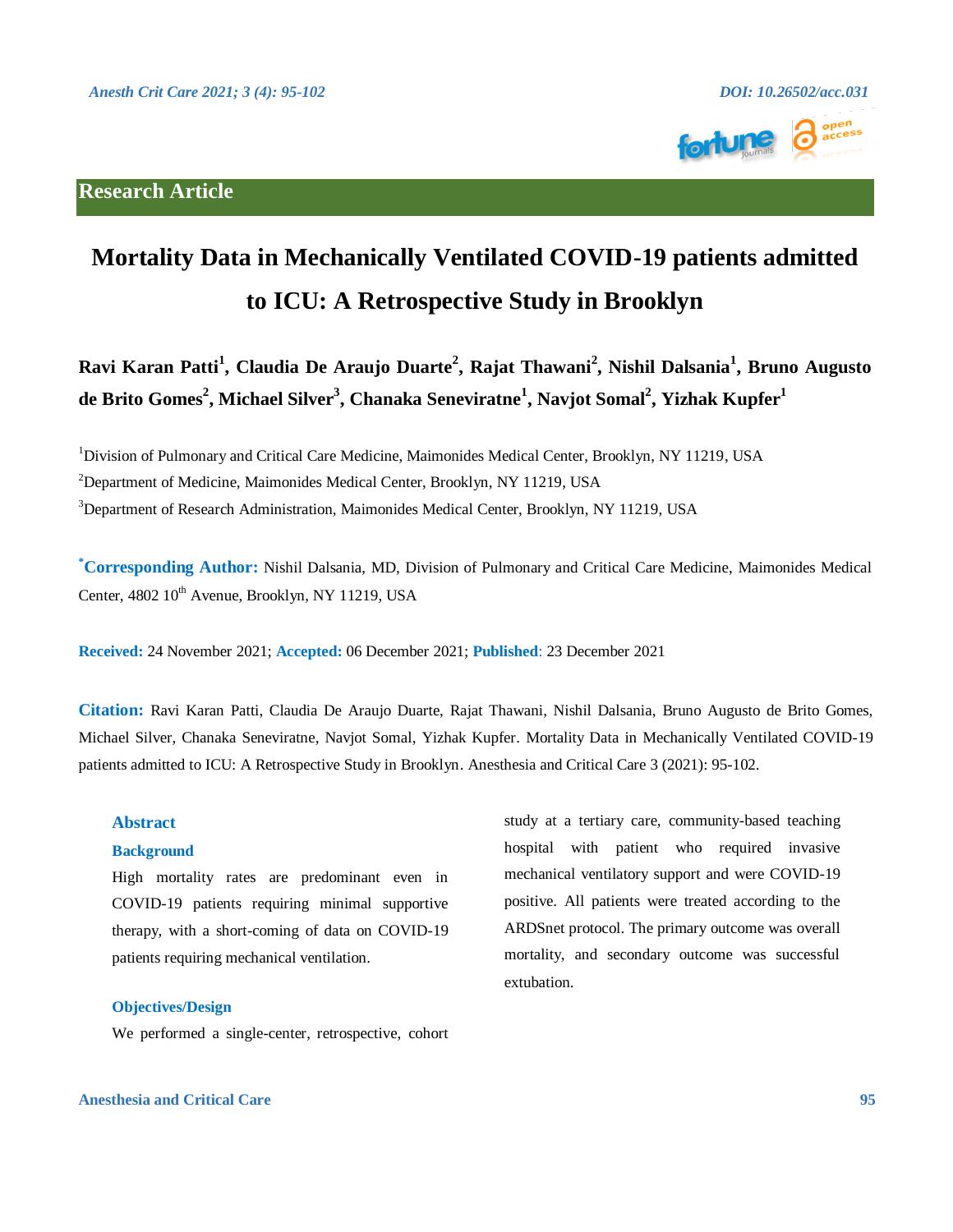**Research Article**

# Mortality Data in Mechanically Ventilated COVID-19 patients admitted to ICU: A Retrospective Study in Brooklyn

**Ravi Karan Patti[1], Claudia De Araujo Duarte[2], Rajat Thawani[2], Nishil Dalsania[1], Bruno Augusto de Brito Gomes[2], Michael Silver[3], Chanaka Seneviratne[1], Navjot Somal[2], Yizhak Kupfer[1]**

[1]Division of Pulmonary and Critical Care Medicine, Maimonides Medical Center, Brooklyn, NY 11219, USA

[2]Department of Medicine, Maimonides Medical Center, Brooklyn, NY 11219, USA

[3]Department of Research Administration, Maimonides Medical Center, Brooklyn, NY 11219, USA

[*]**Corresponding Author:** Nishil Dalsania, MD, Division of Pulmonary and Critical Care Medicine, Maimonides Medical Center, 4802 10th Avenue, Brooklyn, NY 11219, USA

**Received:** 24 November 2021; **Accepted:** 06 December 2021; **Published**: 23 December 2021

**Citation:** Ravi Karan Patti, Claudia De Araujo Duarte, Rajat Thawani, Nishil Dalsania, Bruno Augusto de Brito Gomes, Michael Silver, Chanaka Seneviratne, Navjot Somal, Yizhak Kupfer. Mortality Data in Mechanically Ventilated COVID-19 patients admitted to ICU: A Retrospective Study in Brooklyn. Anesthesia and Critical Care 3 (2021): 95-102.

## Abstract

### Background

High mortality rates are predominant even in COVID-19 patients requiring minimal supportive therapy, with a short-coming of data on COVID-19 patients requiring mechanical ventilation.

### Objectives/Design

We performed a single-center, retrospective, cohort study at a tertiary care, community-based teaching hospital with patient who required invasive mechanical ventilatory support and were COVID-19 positive. All patients were treated according to the ARDSnet protocol. The primary outcome was overall mortality, and secondary outcome was successful extubation.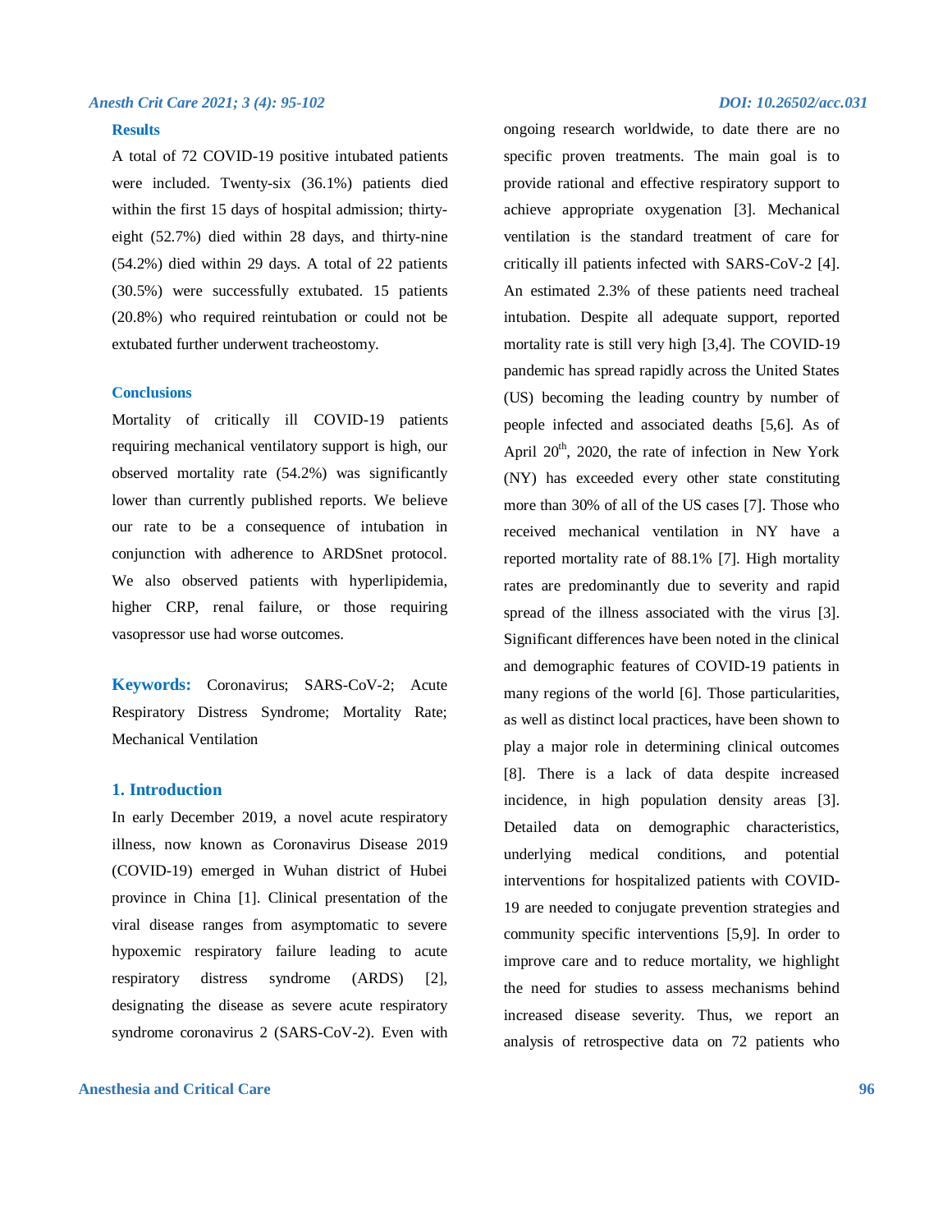### Results

A total of 72 COVID-19 positive intubated patients were included. Twenty-six (36.1%) patients died within the first 15 days of hospital admission; thirty-eight (52.7%) died within 28 days, and thirty-nine (54.2%) died within 29 days. A total of 22 patients (30.5%) were successfully extubated. 15 patients (20.8%) who required reintubation or could not be extubated further underwent tracheostomy.

### Conclusions

Mortality of critically ill COVID-19 patients requiring mechanical ventilatory support is high, our observed mortality rate (54.2%) was significantly lower than currently published reports. We believe our rate to be a consequence of intubation in conjunction with adherence to ARDSnet protocol. We also observed patients with hyperlipidemia, higher CRP, renal failure, or those requiring vasopressor use had worse outcomes.

**Keywords:** Coronavirus; SARS-CoV-2; Acute Respiratory Distress Syndrome; Mortality Rate; Mechanical Ventilation

## 1. Introduction

In early December 2019, a novel acute respiratory illness, now known as Coronavirus Disease 2019 (COVID-19) emerged in Wuhan district of Hubei province in China [1]. Clinical presentation of the viral disease ranges from asymptomatic to severe hypoxemic respiratory failure leading to acute respiratory distress syndrome (ARDS) [2], designating the disease as severe acute respiratory syndrome coronavirus 2 (SARS-CoV-2). Even with ongoing research worldwide, to date there are no specific proven treatments. The main goal is to provide rational and effective respiratory support to achieve appropriate oxygenation [3]. Mechanical ventilation is the standard treatment of care for critically ill patients infected with SARS-CoV-2 [4]. An estimated 2.3% of these patients need tracheal intubation. Despite all adequate support, reported mortality rate is still very high [3,4]. The COVID-19 pandemic has spread rapidly across the United States (US) becoming the leading country by number of people infected and associated deaths [5,6]. As of April 20th, 2020, the rate of infection in New York (NY) has exceeded every other state constituting more than 30% of all of the US cases [7]. Those who received mechanical ventilation in NY have a reported mortality rate of 88.1% [7]. High mortality rates are predominantly due to severity and rapid spread of the illness associated with the virus [3]. Significant differences have been noted in the clinical and demographic features of COVID-19 patients in many regions of the world [6]. Those particularities, as well as distinct local practices, have been shown to play a major role in determining clinical outcomes [8]. There is a lack of data despite increased incidence, in high population density areas [3]. Detailed data on demographic characteristics, underlying medical conditions, and potential interventions for hospitalized patients with COVID-19 are needed to conjugate prevention strategies and community specific interventions [5,9]. In order to improve care and to reduce mortality, we highlight the need for studies to assess mechanisms behind increased disease severity. Thus, we report an analysis of retrospective data on 72 patients who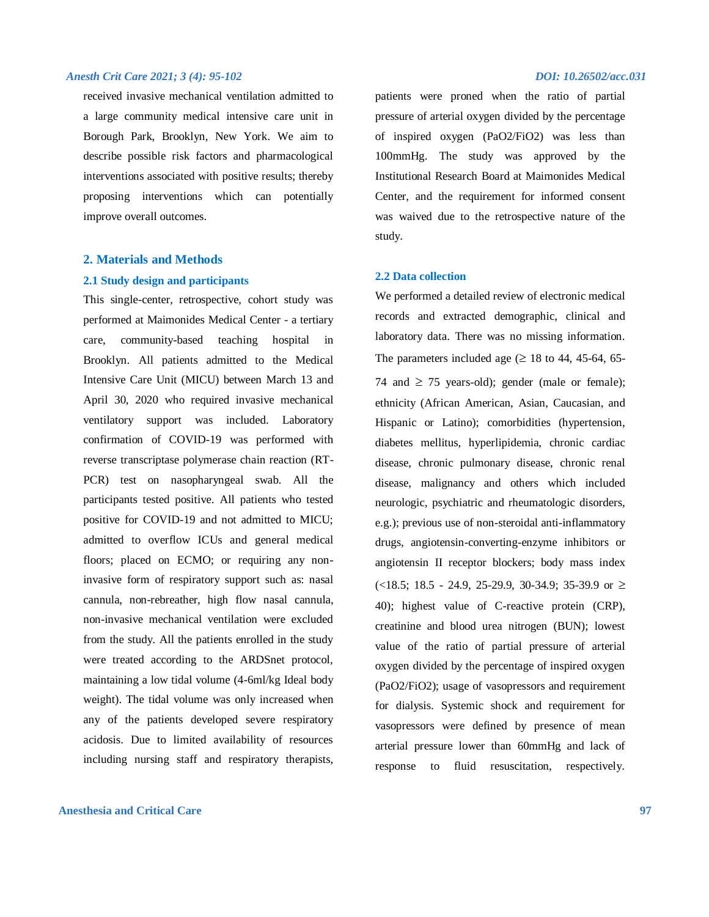received invasive mechanical ventilation admitted to a large community medical intensive care unit in Borough Park, Brooklyn, New York. We aim to describe possible risk factors and pharmacological interventions associated with positive results; thereby proposing interventions which can potentially improve overall outcomes.

## 2. Materials and Methods

### 2.1 Study design and participants

This single-center, retrospective, cohort study was performed at Maimonides Medical Center - a tertiary care, community-based teaching hospital in Brooklyn. All patients admitted to the Medical Intensive Care Unit (MICU) between March 13 and April 30, 2020 who required invasive mechanical ventilatory support was included. Laboratory confirmation of COVID-19 was performed with reverse transcriptase polymerase chain reaction (RT-PCR) test on nasopharyngeal swab. All the participants tested positive. All patients who tested positive for COVID-19 and not admitted to MICU; admitted to overflow ICUs and general medical floors; placed on ECMO; or requiring any non-invasive form of respiratory support such as: nasal cannula, non-rebreather, high flow nasal cannula, non-invasive mechanical ventilation were excluded from the study. All the patients enrolled in the study were treated according to the ARDSnet protocol, maintaining a low tidal volume (4-6ml/kg Ideal body weight). The tidal volume was only increased when any of the patients developed severe respiratory acidosis. Due to limited availability of resources including nursing staff and respiratory therapists, patients were proned when the ratio of partial pressure of arterial oxygen divided by the percentage of inspired oxygen ($PaO_2/FiO_2$) was less than 100mmHg. The study was approved by the Institutional Research Board at Maimonides Medical Center, and the requirement for informed consent was waived due to the retrospective nature of the study.

### 2.2 Data collection

We performed a detailed review of electronic medical records and extracted demographic, clinical and laboratory data. There was no missing information. The parameters included age (≥ 18 to 44, 45-64, 65-74 and ≥ 75 years-old); gender (male or female); ethnicity (African American, Asian, Caucasian, and Hispanic or Latino); comorbidities (hypertension, diabetes mellitus, hyperlipidemia, chronic cardiac disease, chronic pulmonary disease, chronic renal disease, malignancy and others which included neurologic, psychiatric and rheumatologic disorders, e.g.); previous use of non-steroidal anti-inflammatory drugs, angiotensin-converting-enzyme inhibitors or angiotensin II receptor blockers; body mass index (<18.5; 18.5 - 24.9, 25-29.9, 30-34.9; 35-39.9 or ≥ 40); highest value of C-reactive protein (CRP), creatinine and blood urea nitrogen (BUN); lowest value of the ratio of partial pressure of arterial oxygen divided by the percentage of inspired oxygen ($PaO_2/FiO_2$); usage of vasopressors and requirement for dialysis. Systemic shock and requirement for vasopressors were defined by presence of mean arterial pressure lower than 60mmHg and lack of response to fluid resuscitation, respectively.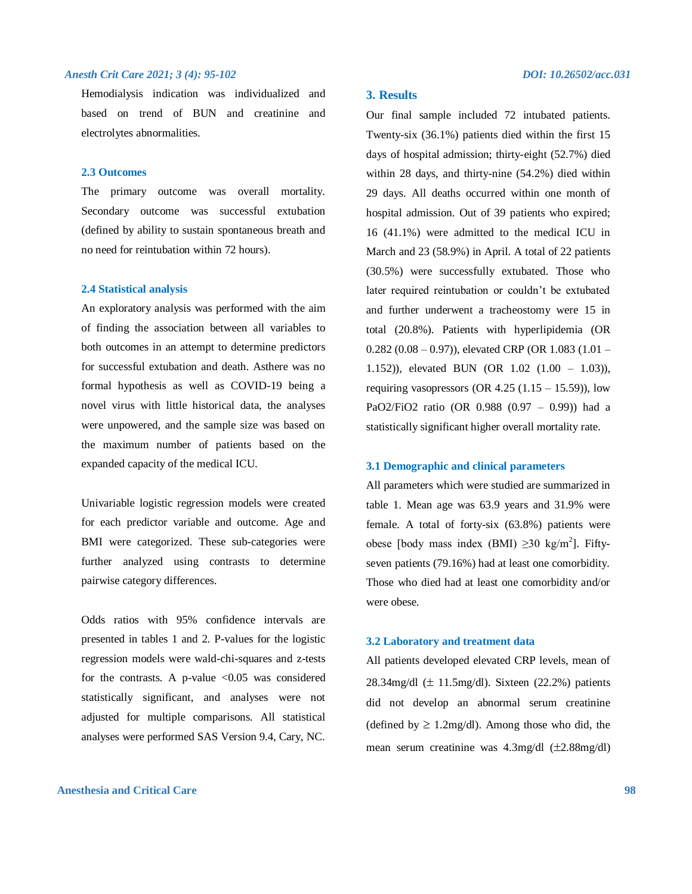Hemodialysis indication was individualized and based on trend of BUN and creatinine and electrolytes abnormalities.

### 2.3 Outcomes

The primary outcome was overall mortality. Secondary outcome was successful extubation (defined by ability to sustain spontaneous breath and no need for reintubation within 72 hours).

### 2.4 Statistical analysis

An exploratory analysis was performed with the aim of finding the association between all variables to both outcomes in an attempt to determine predictors for successful extubation and death. Asthere was no formal hypothesis as well as COVID-19 being a novel virus with little historical data, the analyses were unpowered, and the sample size was based on the maximum number of patients based on the expanded capacity of the medical ICU.

Univariable logistic regression models were created for each predictor variable and outcome. Age and BMI were categorized. These sub-categories were further analyzed using contrasts to determine pairwise category differences.

Odds ratios with 95% confidence intervals are presented in tables 1 and 2. P-values for the logistic regression models were wald-chi-squares and z-tests for the contrasts. A p-value <0.05 was considered statistically significant, and analyses were not adjusted for multiple comparisons. All statistical analyses were performed SAS Version 9.4, Cary, NC.

## 3. Results

Our final sample included 72 intubated patients. Twenty-six (36.1%) patients died within the first 15 days of hospital admission; thirty-eight (52.7%) died within 28 days, and thirty-nine (54.2%) died within 29 days. All deaths occurred within one month of hospital admission. Out of 39 patients who expired; 16 (41.1%) were admitted to the medical ICU in March and 23 (58.9%) in April. A total of 22 patients (30.5%) were successfully extubated. Those who later required reintubation or couldn't be extubated and further underwent a tracheostomy were 15 in total (20.8%). Patients with hyperlipidemia (OR 0.282 (0.08 – 0.97)), elevated CRP (OR 1.083 (1.01 – 1.152)), elevated BUN (OR 1.02 (1.00 – 1.03)), requiring vasopressors (OR 4.25 (1.15 – 15.59)), low PaO2/FiO2 ratio (OR 0.988 (0.97 – 0.99)) had a statistically significant higher overall mortality rate.

### 3.1 Demographic and clinical parameters

All parameters which were studied are summarized in table 1. Mean age was 63.9 years and 31.9% were female. A total of forty-six (63.8%) patients were obese [body mass index (BMI) ≥30 kg/m$^2$]. Fifty-seven patients (79.16%) had at least one comorbidity. Those who died had at least one comorbidity and/or were obese.

### 3.2 Laboratory and treatment data

All patients developed elevated CRP levels, mean of 28.34mg/dl (± 11.5mg/dl). Sixteen (22.2%) patients did not develop an abnormal serum creatinine (defined by ≥ 1.2mg/dl). Among those who did, the mean serum creatinine was 4.3mg/dl (±2.88mg/dl)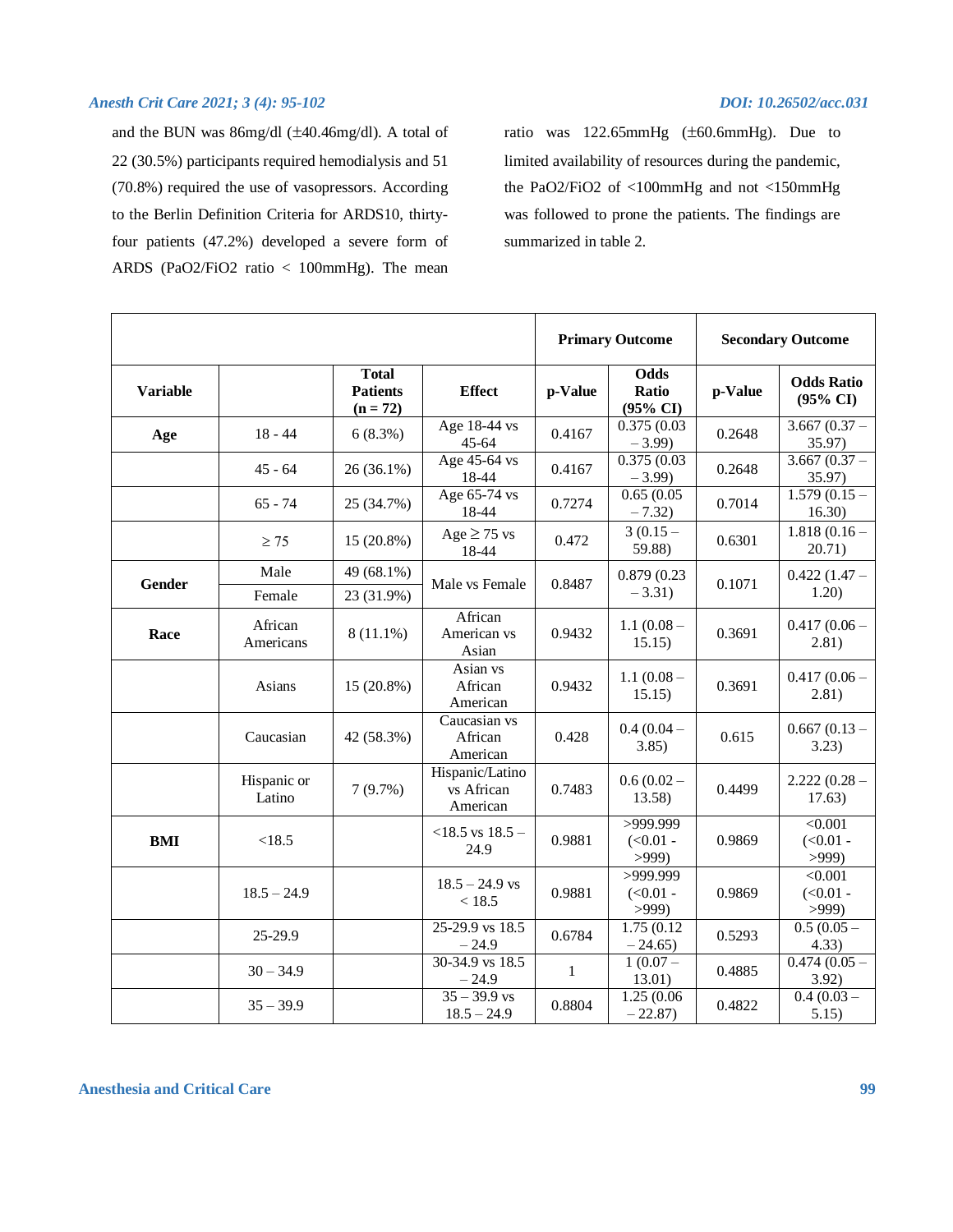and the BUN was 86mg/dl (±40.46mg/dl). A total of 22 (30.5%) participants required hemodialysis and 51 (70.8%) required the use of vasopressors. According to the Berlin Definition Criteria for ARDS10, thirty-four patients (47.2%) developed a severe form of ARDS ($PaO_2/FiO_2$ ratio < 100mmHg). The mean ratio was 122.65mmHg (±60.6mmHg). Due to limited availability of resources during the pandemic, the $PaO_2/FiO_2$ of <100mmHg and not <150mmHg was followed to prone the patients. The findings are summarized in table 2.

| | | | | Primary Outcome | | Secondary Outcome | |
|---|---|---|---|---|---|---|---|
| **Variable** | | **Total Patients (n = 72)** | **Effect** | **p-Value** | **Odds Ratio (95% CI)** | **p-Value** | **Odds Ratio (95% CI)** |
| **Age** | 18 - 44 | 6 (8.3%) | Age 18-44 vs 45-64 | 0.4167 | 0.375 (0.03 – 3.99) | 0.2648 | 3.667 (0.37 – 35.97) |
| | 45 - 64 | 26 (36.1%) | Age 45-64 vs 18-44 | 0.4167 | 0.375 (0.03 – 3.99) | 0.2648 | 3.667 (0.37 – 35.97) |
| | 65 - 74 | 25 (34.7%) | Age 65-74 vs 18-44 | 0.7274 | 0.65 (0.05 – 7.32) | 0.7014 | 1.579 (0.15 – 16.30) |
| | ≥ 75 | 15 (20.8%) | Age ≥ 75 vs 18-44 | 0.472 | 3 (0.15 – 59.88) | 0.6301 | 1.818 (0.16 – 20.71) |
| **Gender** | Male | 49 (68.1%) | Male vs Female | 0.8487 | 0.879 (0.23 – 3.31) | 0.1071 | 0.422 (1.47 – 1.20) |
| | Female | 23 (31.9%) | | | | | |
| **Race** | African Americans | 8 (11.1%) | African American vs Asian | 0.9432 | 1.1 (0.08 – 15.15) | 0.3691 | 0.417 (0.06 – 2.81) |
| | Asians | 15 (20.8%) | Asian vs African American | 0.9432 | 1.1 (0.08 – 15.15) | 0.3691 | 0.417 (0.06 – 2.81) |
| | Caucasian | 42 (58.3%) | Caucasian vs African American | 0.428 | 0.4 (0.04 – 3.85) | 0.615 | 0.667 (0.13 – 3.23) |
| | Hispanic or Latino | 7 (9.7%) | Hispanic/Latino vs African American | 0.7483 | 0.6 (0.02 – 13.58) | 0.4499 | 2.222 (0.28 – 17.63) |
| **BMI** | <18.5 | | <18.5 vs 18.5 – 24.9 | 0.9881 | >999.999 (<0.01 - >999) | 0.9869 | <0.001 (<0.01 - >999) |
| | 18.5 – 24.9 | | 18.5 – 24.9 vs < 18.5 | 0.9881 | >999.999 (<0.01 - >999) | 0.9869 | <0.001 (<0.01 - >999) |
| | 25-29.9 | | 25-29.9 vs 18.5 – 24.9 | 0.6784 | 1.75 (0.12 – 24.65) | 0.5293 | 0.5 (0.05 – 4.33) |
| | 30 – 34.9 | | 30-34.9 vs 18.5 – 24.9 | 1 | 1 (0.07 – 13.01) | 0.4885 | 0.474 (0.05 – 3.92) |
| | 35 – 39.9 | | 35 – 39.9 vs 18.5 – 24.9 | 0.8804 | 1.25 (0.06 – 22.87) | 0.4822 | 0.4 (0.03 – 5.15) |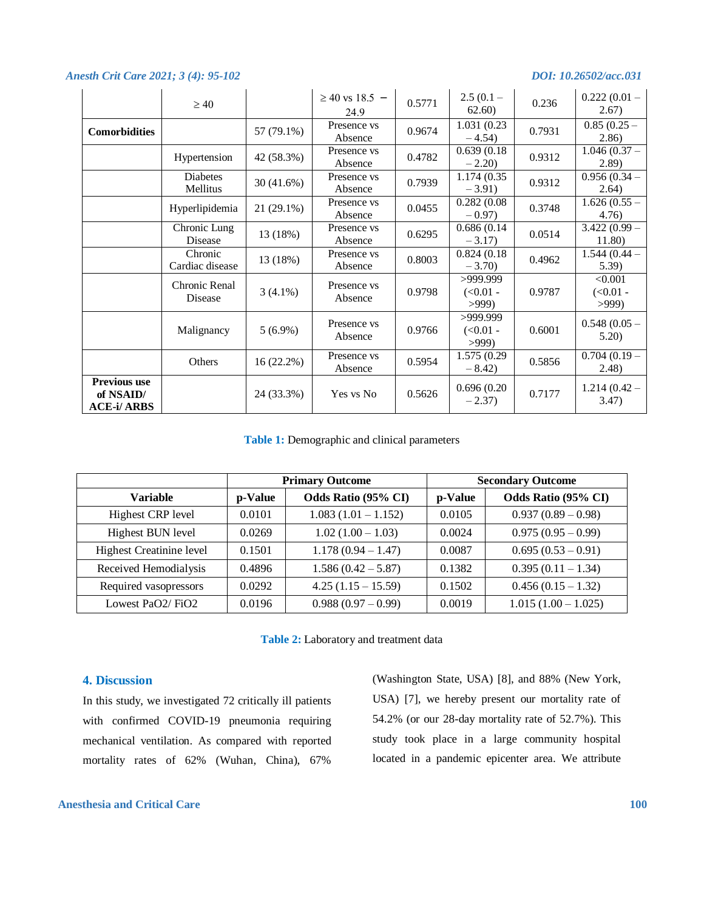|  | ≥ 40 |  | ≥ 40 vs 18.5 – 24.9 | 0.5771 | 2.5 (0.1 – 62.60) | 0.236 | 0.222 (0.01 – 2.67) |
|---|---|---|---|---|---|---|---|
| **Comorbidities** |  | 57 (79.1%) | Presence vs Absence | 0.9674 | 1.031 (0.23 – 4.54) | 0.7931 | 0.85 (0.25 – 2.86) |
|  | Hypertension | 42 (58.3%) | Presence vs Absence | 0.4782 | 0.639 (0.18 – 2.20) | 0.9312 | 1.046 (0.37 – 2.89) |
|  | Diabetes Mellitus | 30 (41.6%) | Presence vs Absence | 0.7939 | 1.174 (0.35 – 3.91) | 0.9312 | 0.956 (0.34 – 2.64) |
|  | Hyperlipidemia | 21 (29.1%) | Presence vs Absence | 0.0455 | 0.282 (0.08 – 0.97) | 0.3748 | 1.626 (0.55 – 4.76) |
|  | Chronic Lung Disease | 13 (18%) | Presence vs Absence | 0.6295 | 0.686 (0.14 – 3.17) | 0.0514 | 3.422 (0.99 – 11.80) |
|  | Chronic Cardiac disease | 13 (18%) | Presence vs Absence | 0.8003 | 0.824 (0.18 – 3.70) | 0.4962 | 1.544 (0.44 – 5.39) |
|  | Chronic Renal Disease | 3 (4.1%) | Presence vs Absence | 0.9798 | >999.999 (<0.01 - >999) | 0.9787 | <0.001 (<0.01 - >999) |
|  | Malignancy | 5 (6.9%) | Presence vs Absence | 0.9766 | >999.999 (<0.01 - >999) | 0.6001 | 0.548 (0.05 – 5.20) |
|  | Others | 16 (22.2%) | Presence vs Absence | 0.5954 | 1.575 (0.29 – 8.42) | 0.5856 | 0.704 (0.19 – 2.48) |
| **Previous use of NSAID/ ACE-i/ ARBS** |  | 24 (33.3%) | Yes vs No | 0.5626 | 0.696 (0.20 – 2.37) | 0.7177 | 1.214 (0.42 – 3.47) |

**Table 1:** Demographic and clinical parameters

|  | **Primary Outcome** |  | **Secondary Outcome** |  |
|---|---|---|---|---|
| **Variable** | **p-Value** | **Odds Ratio (95% CI)** | **p-Value** | **Odds Ratio (95% CI)** |
| Highest CRP level | 0.0101 | 1.083 (1.01 – 1.152) | 0.0105 | 0.937 (0.89 – 0.98) |
| Highest BUN level | 0.0269 | 1.02 (1.00 – 1.03) | 0.0024 | 0.975 (0.95 – 0.99) |
| Highest Creatinine level | 0.1501 | 1.178 (0.94 – 1.47) | 0.0087 | 0.695 (0.53 – 0.91) |
| Received Hemodialysis | 0.4896 | 1.586 (0.42 – 5.87) | 0.1382 | 0.395 (0.11 – 1.34) |
| Required vasopressors | 0.0292 | 4.25 (1.15 – 15.59) | 0.1502 | 0.456 (0.15 – 1.32) |
| Lowest PaO2/ FiO2 | 0.0196 | 0.988 (0.97 – 0.99) | 0.0019 | 1.015 (1.00 – 1.025) |

**Table 2:** Laboratory and treatment data

## 4. Discussion

In this study, we investigated 72 critically ill patients with confirmed COVID-19 pneumonia requiring mechanical ventilation. As compared with reported mortality rates of 62% (Wuhan, China), 67% (Washington State, USA) [8], and 88% (New York, USA) [7], we hereby present our mortality rate of 54.2% (or our 28-day mortality rate of 52.7%). This study took place in a large community hospital located in a pandemic epicenter area. We attribute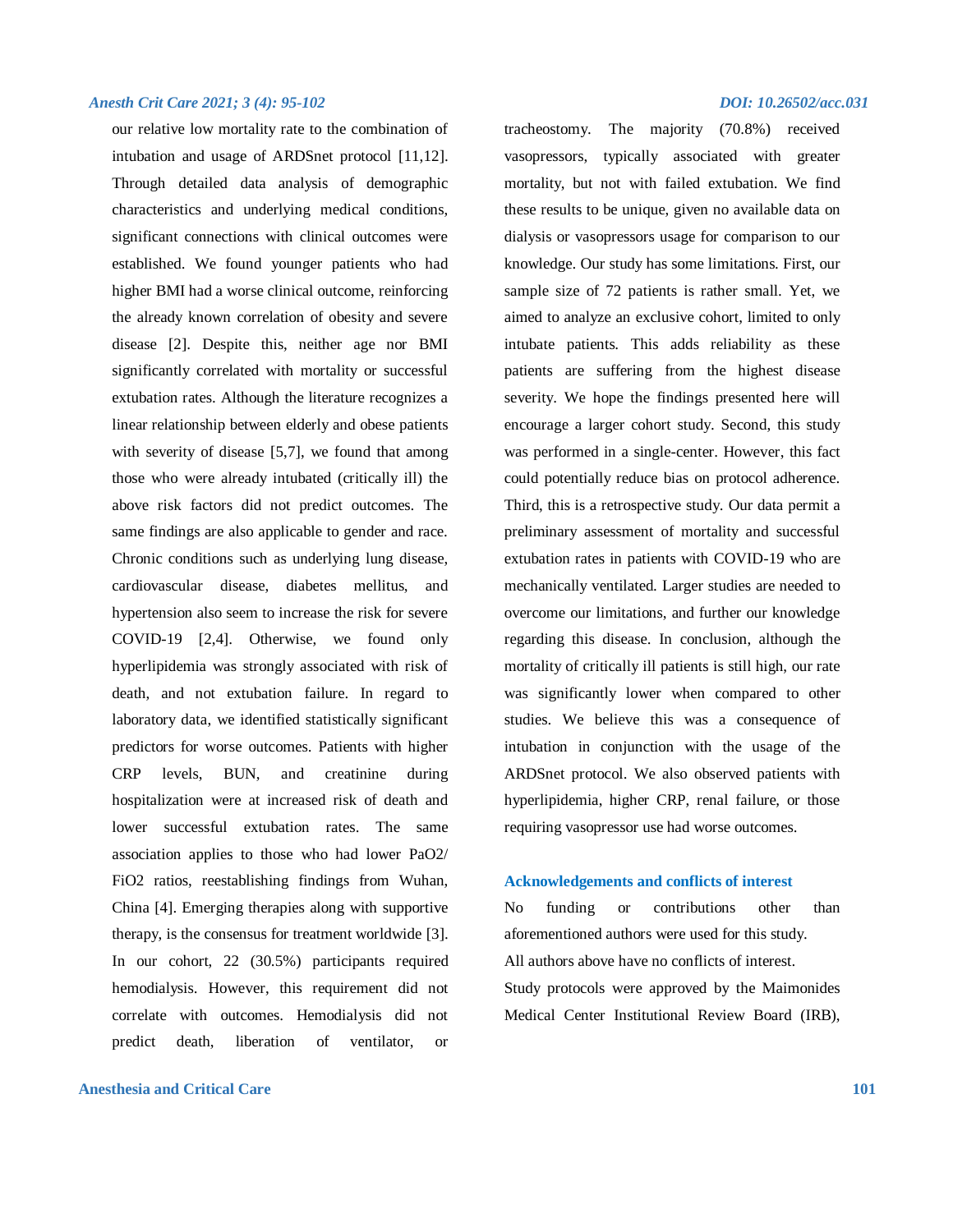our relative low mortality rate to the combination of intubation and usage of ARDSnet protocol [11,12]. Through detailed data analysis of demographic characteristics and underlying medical conditions, significant connections with clinical outcomes were established. We found younger patients who had higher BMI had a worse clinical outcome, reinforcing the already known correlation of obesity and severe disease [2]. Despite this, neither age nor BMI significantly correlated with mortality or successful extubation rates. Although the literature recognizes a linear relationship between elderly and obese patients with severity of disease [5,7], we found that among those who were already intubated (critically ill) the above risk factors did not predict outcomes. The same findings are also applicable to gender and race. Chronic conditions such as underlying lung disease, cardiovascular disease, diabetes mellitus, and hypertension also seem to increase the risk for severe COVID-19 [2,4]. Otherwise, we found only hyperlipidemia was strongly associated with risk of death, and not extubation failure. In regard to laboratory data, we identified statistically significant predictors for worse outcomes. Patients with higher CRP levels, BUN, and creatinine during hospitalization were at increased risk of death and lower successful extubation rates. The same association applies to those who had lower PaO2/FiO2 ratios, reestablishing findings from Wuhan, China [4]. Emerging therapies along with supportive therapy, is the consensus for treatment worldwide [3]. In our cohort, 22 (30.5%) participants required hemodialysis. However, this requirement did not correlate with outcomes. Hemodialysis did not predict death, liberation of ventilator, or tracheostomy. The majority (70.8%) received vasopressors, typically associated with greater mortality, but not with failed extubation. We find these results to be unique, given no available data on dialysis or vasopressors usage for comparison to our knowledge. Our study has some limitations. First, our sample size of 72 patients is rather small. Yet, we aimed to analyze an exclusive cohort, limited to only intubate patients. This adds reliability as these patients are suffering from the highest disease severity. We hope the findings presented here will encourage a larger cohort study. Second, this study was performed in a single-center. However, this fact could potentially reduce bias on protocol adherence. Third, this is a retrospective study. Our data permit a preliminary assessment of mortality and successful extubation rates in patients with COVID-19 who are mechanically ventilated. Larger studies are needed to overcome our limitations, and further our knowledge regarding this disease. In conclusion, although the mortality of critically ill patients is still high, our rate was significantly lower when compared to other studies. We believe this was a consequence of intubation in conjunction with the usage of the ARDSnet protocol. We also observed patients with hyperlipidemia, higher CRP, renal failure, or those requiring vasopressor use had worse outcomes.

## Acknowledgements and conflicts of interest

No funding or contributions other than aforementioned authors were used for this study.

All authors above have no conflicts of interest.

Study protocols were approved by the Maimonides Medical Center Institutional Review Board (IRB),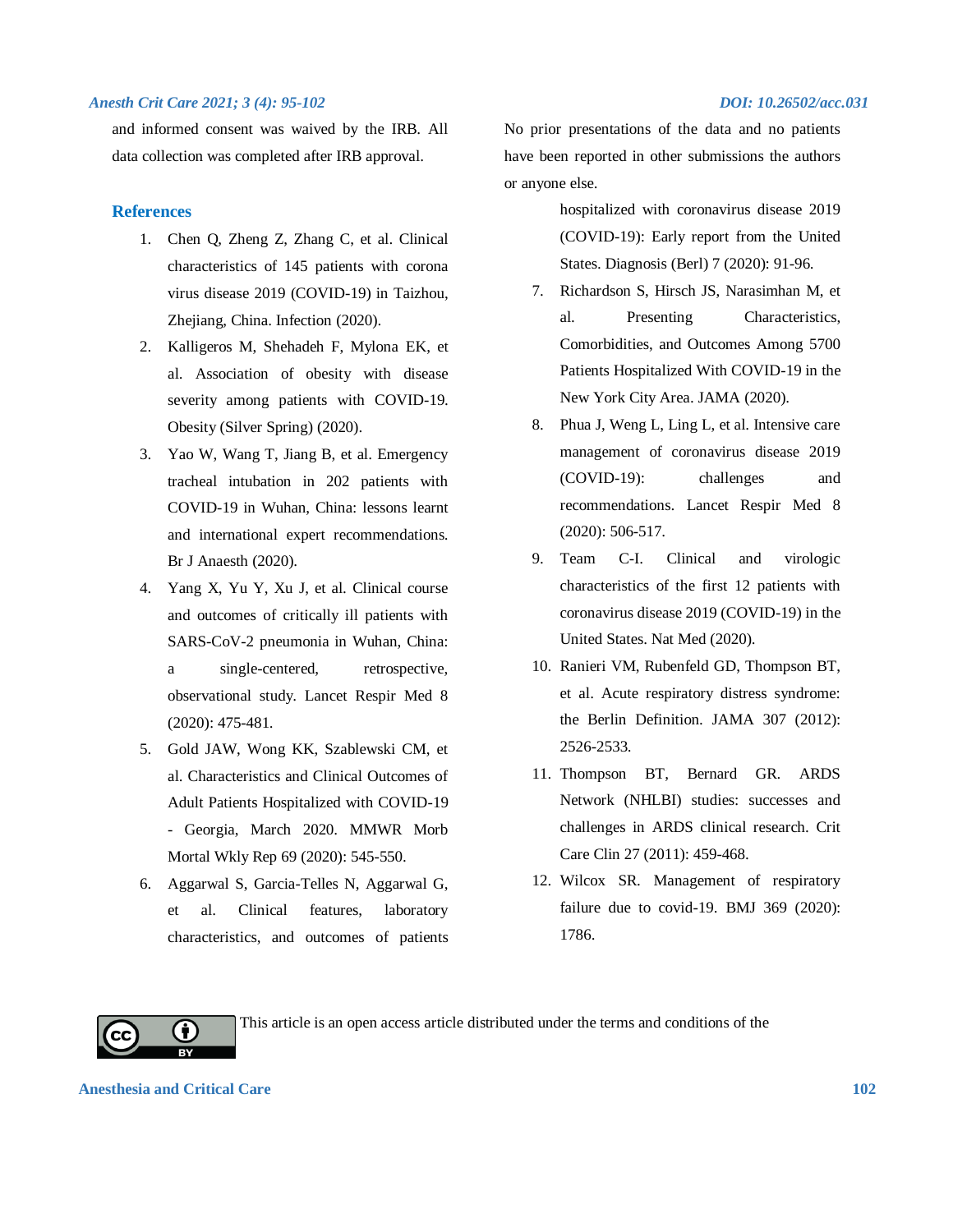and informed consent was waived by the IRB. All data collection was completed after IRB approval.

No prior presentations of the data and no patients have been reported in other submissions the authors or anyone else.

## References

1. Chen Q, Zheng Z, Zhang C, et al. Clinical characteristics of 145 patients with corona virus disease 2019 (COVID-19) in Taizhou, Zhejiang, China. Infection (2020).
2. Kalligeros M, Shehadeh F, Mylona EK, et al. Association of obesity with disease severity among patients with COVID-19. Obesity (Silver Spring) (2020).
3. Yao W, Wang T, Jiang B, et al. Emergency tracheal intubation in 202 patients with COVID-19 in Wuhan, China: lessons learnt and international expert recommendations. Br J Anaesth (2020).
4. Yang X, Yu Y, Xu J, et al. Clinical course and outcomes of critically ill patients with SARS-CoV-2 pneumonia in Wuhan, China: a single-centered, retrospective, observational study. Lancet Respir Med 8 (2020): 475-481.
5. Gold JAW, Wong KK, Szablewski CM, et al. Characteristics and Clinical Outcomes of Adult Patients Hospitalized with COVID-19 - Georgia, March 2020. MMWR Morb Mortal Wkly Rep 69 (2020): 545-550.
6. Aggarwal S, Garcia-Telles N, Aggarwal G, et al. Clinical features, laboratory characteristics, and outcomes of patients hospitalized with coronavirus disease 2019 (COVID-19): Early report from the United States. Diagnosis (Berl) 7 (2020): 91-96.
7. Richardson S, Hirsch JS, Narasimhan M, et al. Presenting Characteristics, Comorbidities, and Outcomes Among 5700 Patients Hospitalized With COVID-19 in the New York City Area. JAMA (2020).
8. Phua J, Weng L, Ling L, et al. Intensive care management of coronavirus disease 2019 (COVID-19): challenges and recommendations. Lancet Respir Med 8 (2020): 506-517.
9. Team C-I. Clinical and virologic characteristics of the first 12 patients with coronavirus disease 2019 (COVID-19) in the United States. Nat Med (2020).
10. Ranieri VM, Rubenfeld GD, Thompson BT, et al. Acute respiratory distress syndrome: the Berlin Definition. JAMA 307 (2012): 2526-2533.
11. Thompson BT, Bernard GR. ARDS Network (NHLBI) studies: successes and challenges in ARDS clinical research. Crit Care Clin 27 (2011): 459-468.
12. Wilcox SR. Management of respiratory failure due to covid-19. BMJ 369 (2020): 1786.

This article is an open access article distributed under the terms and conditions of the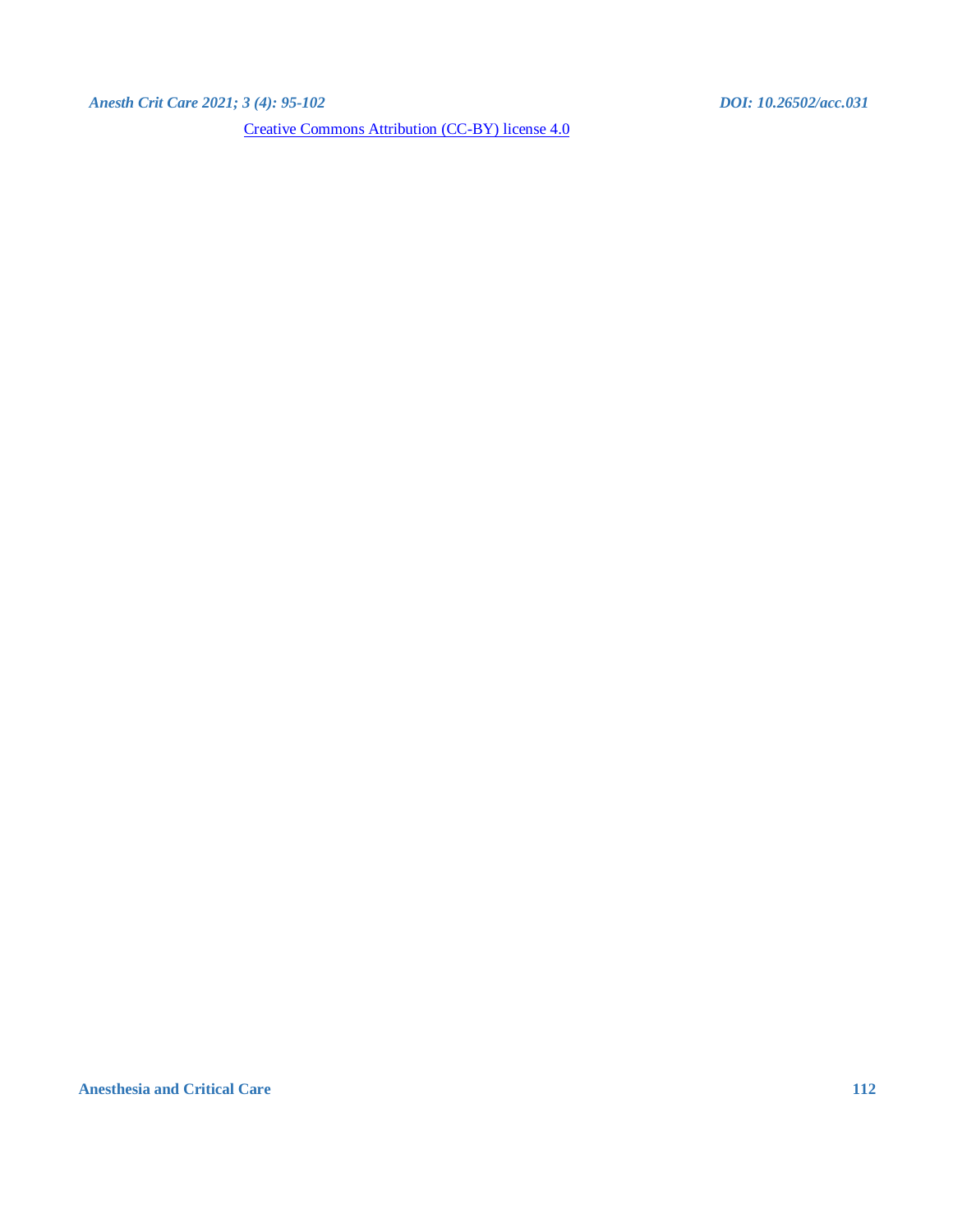[Creative Commons Attribution (CC-BY) license 4.0](https://creativecommons.org/licenses/by/4.0/)